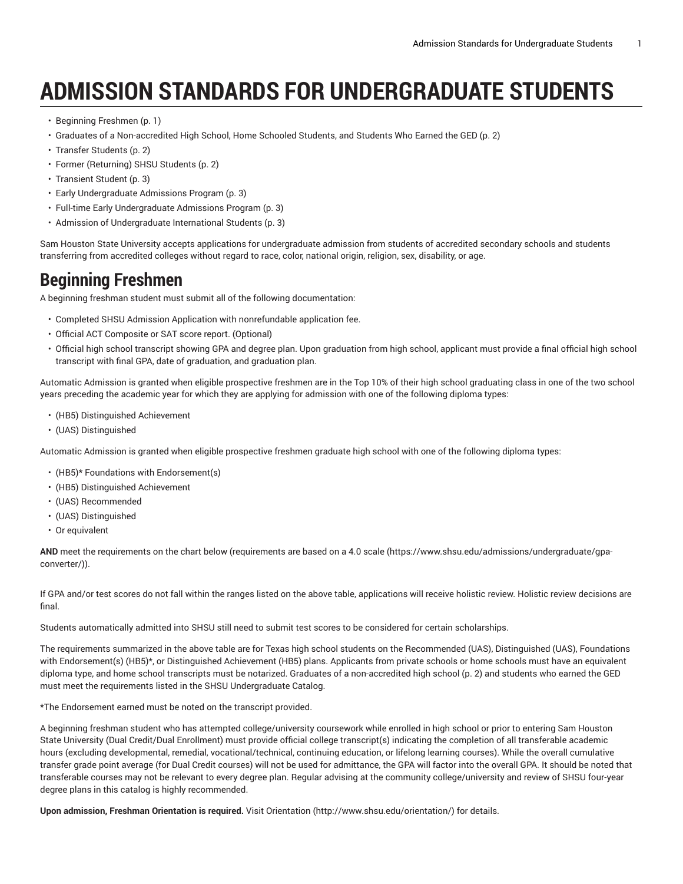# ADMISSION STANDARDS FOR UNDERGRADUATE STUDENTS

- Beginning Freshmen (p. 1)
- Graduates of a Non-accredited High School, Home Schooled Students, and Students Who Earned the GED (p. 2)
- Transfer Students (p. 2)
- Former (Returning) SHSU Students (p. 2)
- Transient Student (p. 3)
- Early Undergraduate Admissions Program (p. 3)
- Full-time Early Undergraduate Admissions Program (p. 3)
- Admission of Undergraduate International Students (p. 3)

Sam Houston State University accepts applications for undergraduate admission from students of accredited secondary schools and students transferring from accredited colleges without regard to race, color, national origin, religion, sex, disability, or age.

## Beginning Freshmen

A beginning freshman student must submit all of the following documentation:

- Completed SHSU Admission Application with nonrefundable application fee.
- Official ACT Composite or SAT score report. (Optional)
- Official high school transcript showing GPA and degree plan. Upon graduation from high school, applicant must provide a final official high school transcript with final GPA, date of graduation, and graduation plan.

Automatic Admission is granted when eligible prospective freshmen are in the Top 10% of their high school graduating class in one of the two school years preceding the academic year for which they are applying for admission with one of the following diploma types:

- (HB5) Distinguished Achievement
- (UAS) Distinguished

Automatic Admission is granted when eligible prospective freshmen graduate high school with one of the following diploma types:

- (HB5)* Foundations with Endorsement(s)
- (HB5) Distinguished Achievement
- (UAS) Recommended
- (UAS) Distinguished
- Or equivalent

**AND** meet the requirements on the chart below (requirements are based on a 4.0 scale (https://www.shsu.edu/admissions/undergraduate/gpa-converter/)).

If GPA and/or test scores do not fall within the ranges listed on the above table, applications will receive holistic review. Holistic review decisions are final.

Students automatically admitted into SHSU still need to submit test scores to be considered for certain scholarships.

The requirements summarized in the above table are for Texas high school students on the Recommended (UAS), Distinguished (UAS), Foundations with Endorsement(s) (HB5)*, or Distinguished Achievement (HB5) plans. Applicants from private schools or home schools must have an equivalent diploma type, and home school transcripts must be notarized. Graduates of a non-accredited high school (p. 2) and students who earned the GED must meet the requirements listed in the SHSU Undergraduate Catalog.

*The Endorsement earned must be noted on the transcript provided.

A beginning freshman student who has attempted college/university coursework while enrolled in high school or prior to entering Sam Houston State University (Dual Credit/Dual Enrollment) must provide official college transcript(s) indicating the completion of all transferable academic hours (excluding developmental, remedial, vocational/technical, continuing education, or lifelong learning courses). While the overall cumulative transfer grade point average (for Dual Credit courses) will not be used for admittance, the GPA will factor into the overall GPA. It should be noted that transferable courses may not be relevant to every degree plan. Regular advising at the community college/university and review of SHSU four-year degree plans in this catalog is highly recommended.

**Upon admission, Freshman Orientation is required.** Visit Orientation (http://www.shsu.edu/orientation/) for details.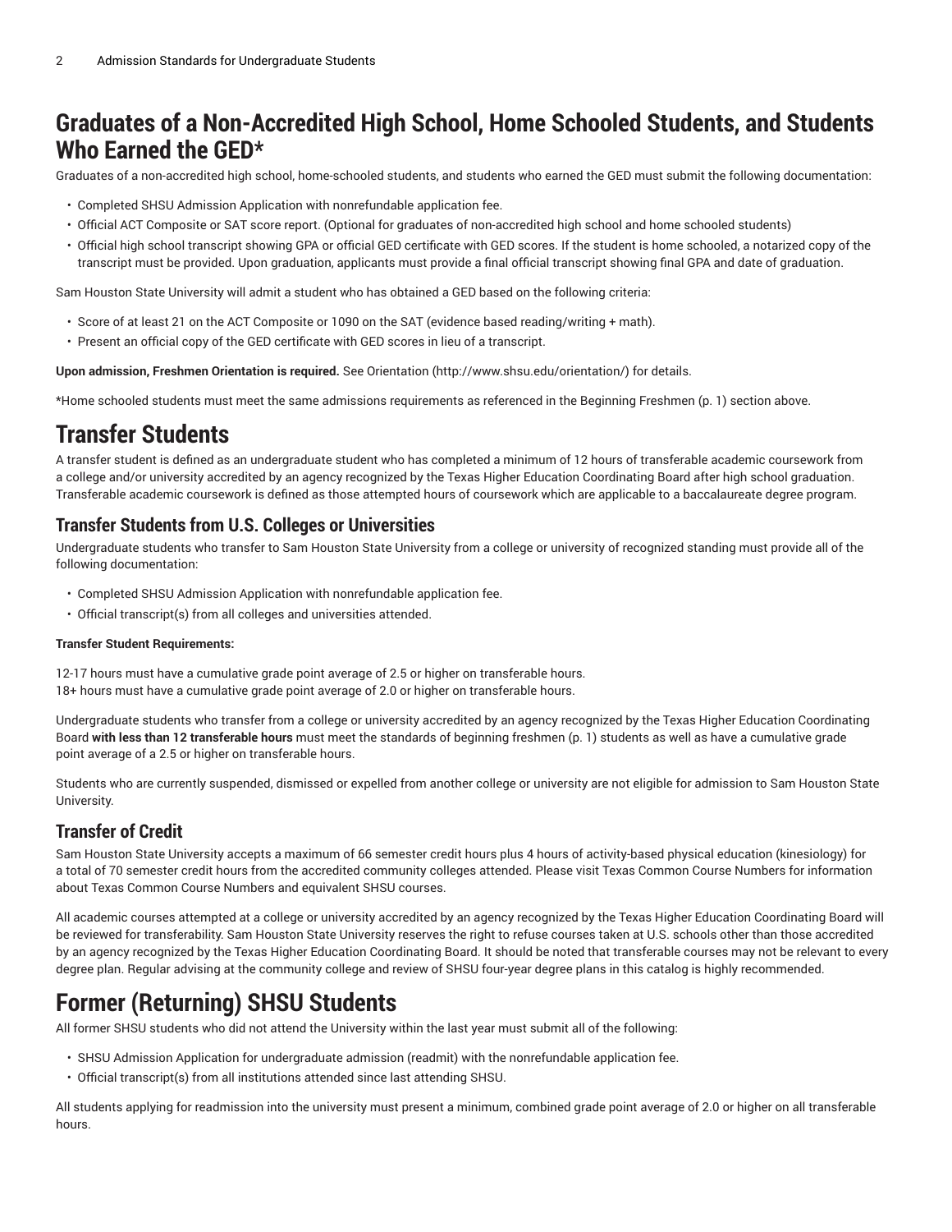## Graduates of a Non-Accredited High School, Home Schooled Students, and Students Who Earned the GED*

Graduates of a non-accredited high school, home-schooled students, and students who earned the GED must submit the following documentation:

- Completed SHSU Admission Application with nonrefundable application fee.
- Official ACT Composite or SAT score report. (Optional for graduates of non-accredited high school and home schooled students)
- Official high school transcript showing GPA or official GED certificate with GED scores. If the student is home schooled, a notarized copy of the transcript must be provided. Upon graduation, applicants must provide a final official transcript showing final GPA and date of graduation.

Sam Houston State University will admit a student who has obtained a GED based on the following criteria:

- Score of at least 21 on the ACT Composite or 1090 on the SAT (evidence based reading/writing + math).
- Present an official copy of the GED certificate with GED scores in lieu of a transcript.

**Upon admission, Freshmen Orientation is required.** See Orientation (http://www.shsu.edu/orientation/) for details.

*Home schooled students must meet the same admissions requirements as referenced in the Beginning Freshmen (p. 1) section above.

## Transfer Students

A transfer student is defined as an undergraduate student who has completed a minimum of 12 hours of transferable academic coursework from a college and/or university accredited by an agency recognized by the Texas Higher Education Coordinating Board after high school graduation. Transferable academic coursework is defined as those attempted hours of coursework which are applicable to a baccalaureate degree program.

### Transfer Students from U.S. Colleges or Universities

Undergraduate students who transfer to Sam Houston State University from a college or university of recognized standing must provide all of the following documentation:

- Completed SHSU Admission Application with nonrefundable application fee.
- Official transcript(s) from all colleges and universities attended.

**Transfer Student Requirements:**

12-17 hours must have a cumulative grade point average of 2.5 or higher on transferable hours.
18+ hours must have a cumulative grade point average of 2.0 or higher on transferable hours.

Undergraduate students who transfer from a college or university accredited by an agency recognized by the Texas Higher Education Coordinating Board **with less than 12 transferable hours** must meet the standards of beginning freshmen (p. 1) students as well as have a cumulative grade point average of a 2.5 or higher on transferable hours.

Students who are currently suspended, dismissed or expelled from another college or university are not eligible for admission to Sam Houston State University.

### Transfer of Credit

Sam Houston State University accepts a maximum of 66 semester credit hours plus 4 hours of activity-based physical education (kinesiology) for a total of 70 semester credit hours from the accredited community colleges attended. Please visit Texas Common Course Numbers for information about Texas Common Course Numbers and equivalent SHSU courses.

All academic courses attempted at a college or university accredited by an agency recognized by the Texas Higher Education Coordinating Board will be reviewed for transferability. Sam Houston State University reserves the right to refuse courses taken at U.S. schools other than those accredited by an agency recognized by the Texas Higher Education Coordinating Board. It should be noted that transferable courses may not be relevant to every degree plan. Regular advising at the community college and review of SHSU four-year degree plans in this catalog is highly recommended.

## Former (Returning) SHSU Students

All former SHSU students who did not attend the University within the last year must submit all of the following:

- SHSU Admission Application for undergraduate admission (readmit) with the nonrefundable application fee.
- Official transcript(s) from all institutions attended since last attending SHSU.

All students applying for readmission into the university must present a minimum, combined grade point average of 2.0 or higher on all transferable hours.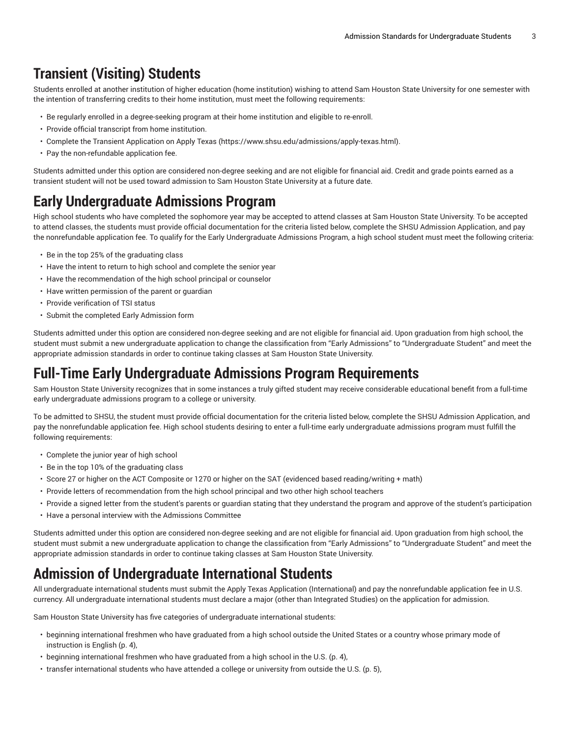## Transient (Visiting) Students

Students enrolled at another institution of higher education (home institution) wishing to attend Sam Houston State University for one semester with the intention of transferring credits to their home institution, must meet the following requirements:

- Be regularly enrolled in a degree-seeking program at their home institution and eligible to re-enroll.
- Provide official transcript from home institution.
- Complete the Transient Application on Apply Texas (https://www.shsu.edu/admissions/apply-texas.html).
- Pay the non-refundable application fee.

Students admitted under this option are considered non-degree seeking and are not eligible for financial aid. Credit and grade points earned as a transient student will not be used toward admission to Sam Houston State University at a future date.

## Early Undergraduate Admissions Program

High school students who have completed the sophomore year may be accepted to attend classes at Sam Houston State University. To be accepted to attend classes, the students must provide official documentation for the criteria listed below, complete the SHSU Admission Application, and pay the nonrefundable application fee. To qualify for the Early Undergraduate Admissions Program, a high school student must meet the following criteria:

- Be in the top 25% of the graduating class
- Have the intent to return to high school and complete the senior year
- Have the recommendation of the high school principal or counselor
- Have written permission of the parent or guardian
- Provide verification of TSI status
- Submit the completed Early Admission form

Students admitted under this option are considered non-degree seeking and are not eligible for financial aid. Upon graduation from high school, the student must submit a new undergraduate application to change the classification from "Early Admissions" to "Undergraduate Student" and meet the appropriate admission standards in order to continue taking classes at Sam Houston State University.

## Full-Time Early Undergraduate Admissions Program Requirements

Sam Houston State University recognizes that in some instances a truly gifted student may receive considerable educational benefit from a full-time early undergraduate admissions program to a college or university.

To be admitted to SHSU, the student must provide official documentation for the criteria listed below, complete the SHSU Admission Application, and pay the nonrefundable application fee. High school students desiring to enter a full-time early undergraduate admissions program must fulfill the following requirements:

- Complete the junior year of high school
- Be in the top 10% of the graduating class
- Score 27 or higher on the ACT Composite or 1270 or higher on the SAT (evidenced based reading/writing + math)
- Provide letters of recommendation from the high school principal and two other high school teachers
- Provide a signed letter from the student's parents or guardian stating that they understand the program and approve of the student's participation
- Have a personal interview with the Admissions Committee

Students admitted under this option are considered non-degree seeking and are not eligible for financial aid. Upon graduation from high school, the student must submit a new undergraduate application to change the classification from "Early Admissions" to "Undergraduate Student" and meet the appropriate admission standards in order to continue taking classes at Sam Houston State University.

## Admission of Undergraduate International Students

All undergraduate international students must submit the Apply Texas Application (International) and pay the nonrefundable application fee in U.S. currency. All undergraduate international students must declare a major (other than Integrated Studies) on the application for admission.

Sam Houston State University has five categories of undergraduate international students:

- beginning international freshmen who have graduated from a high school outside the United States or a country whose primary mode of instruction is English (p. 4),
- beginning international freshmen who have graduated from a high school in the U.S. (p. 4),
- transfer international students who have attended a college or university from outside the U.S. (p. 5),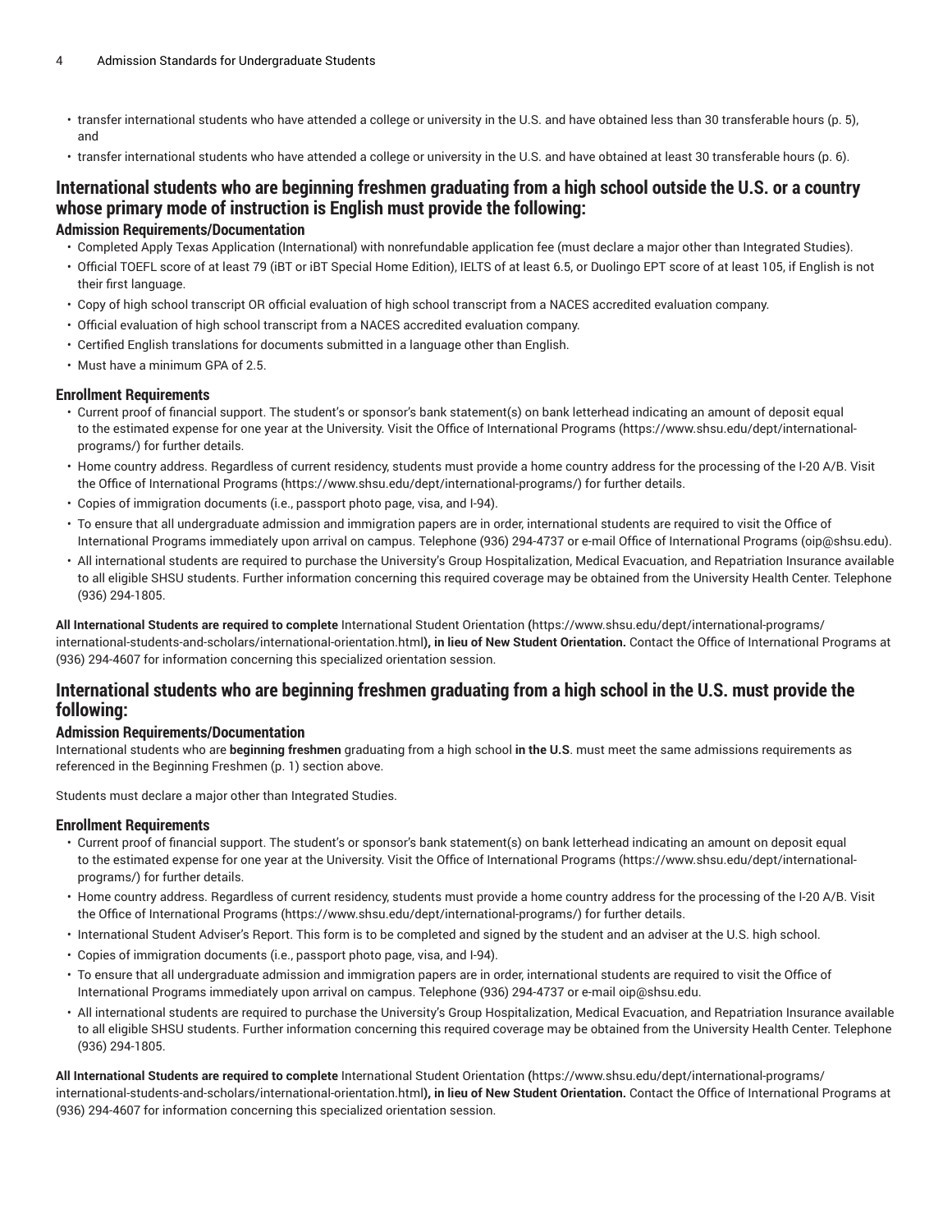- transfer international students who have attended a college or university in the U.S. and have obtained less than 30 transferable hours (p. 5), and
- transfer international students who have attended a college or university in the U.S. and have obtained at least 30 transferable hours (p. 6).

## International students who are beginning freshmen graduating from a high school outside the U.S. or a country whose primary mode of instruction is English must provide the following:

### Admission Requirements/Documentation

- Completed Apply Texas Application (International) with nonrefundable application fee (must declare a major other than Integrated Studies).
- Official TOEFL score of at least 79 (iBT or iBT Special Home Edition), IELTS of at least 6.5, or Duolingo EPT score of at least 105, if English is not their first language.
- Copy of high school transcript OR official evaluation of high school transcript from a NACES accredited evaluation company.
- Official evaluation of high school transcript from a NACES accredited evaluation company.
- Certified English translations for documents submitted in a language other than English.
- Must have a minimum GPA of 2.5.

### Enrollment Requirements

- Current proof of financial support. The student's or sponsor's bank statement(s) on bank letterhead indicating an amount of deposit equal to the estimated expense for one year at the University. Visit the Office of International Programs (https://www.shsu.edu/dept/international-programs/) for further details.
- Home country address. Regardless of current residency, students must provide a home country address for the processing of the I-20 A/B. Visit the Office of International Programs (https://www.shsu.edu/dept/international-programs/) for further details.
- Copies of immigration documents (i.e., passport photo page, visa, and I-94).
- To ensure that all undergraduate admission and immigration papers are in order, international students are required to visit the Office of International Programs immediately upon arrival on campus. Telephone (936) 294-4737 or e-mail Office of International Programs (oip@shsu.edu).
- All international students are required to purchase the University's Group Hospitalization, Medical Evacuation, and Repatriation Insurance available to all eligible SHSU students. Further information concerning this required coverage may be obtained from the University Health Center. Telephone (936) 294-1805.

**All International Students are required to complete** International Student Orientation **(**https://www.shsu.edu/dept/international-programs/international-students-and-scholars/international-orientation.html**), in lieu of New Student Orientation.** Contact the Office of International Programs at (936) 294-4607 for information concerning this specialized orientation session.

## International students who are beginning freshmen graduating from a high school in the U.S. must provide the following:

### Admission Requirements/Documentation

International students who are **beginning freshmen** graduating from a high school **in the U.S**. must meet the same admissions requirements as referenced in the Beginning Freshmen (p. 1) section above.

Students must declare a major other than Integrated Studies.

### Enrollment Requirements

- Current proof of financial support. The student's or sponsor's bank statement(s) on bank letterhead indicating an amount on deposit equal to the estimated expense for one year at the University. Visit the Office of International Programs (https://www.shsu.edu/dept/international-programs/) for further details.
- Home country address. Regardless of current residency, students must provide a home country address for the processing of the I-20 A/B. Visit the Office of International Programs (https://www.shsu.edu/dept/international-programs/) for further details.
- International Student Adviser's Report. This form is to be completed and signed by the student and an adviser at the U.S. high school.
- Copies of immigration documents (i.e., passport photo page, visa, and I-94).
- To ensure that all undergraduate admission and immigration papers are in order, international students are required to visit the Office of International Programs immediately upon arrival on campus. Telephone (936) 294-4737 or e-mail oip@shsu.edu.
- All international students are required to purchase the University's Group Hospitalization, Medical Evacuation, and Repatriation Insurance available to all eligible SHSU students. Further information concerning this required coverage may be obtained from the University Health Center. Telephone (936) 294-1805.

**All International Students are required to complete** International Student Orientation **(**https://www.shsu.edu/dept/international-programs/international-students-and-scholars/international-orientation.html**), in lieu of New Student Orientation.** Contact the Office of International Programs at (936) 294-4607 for information concerning this specialized orientation session.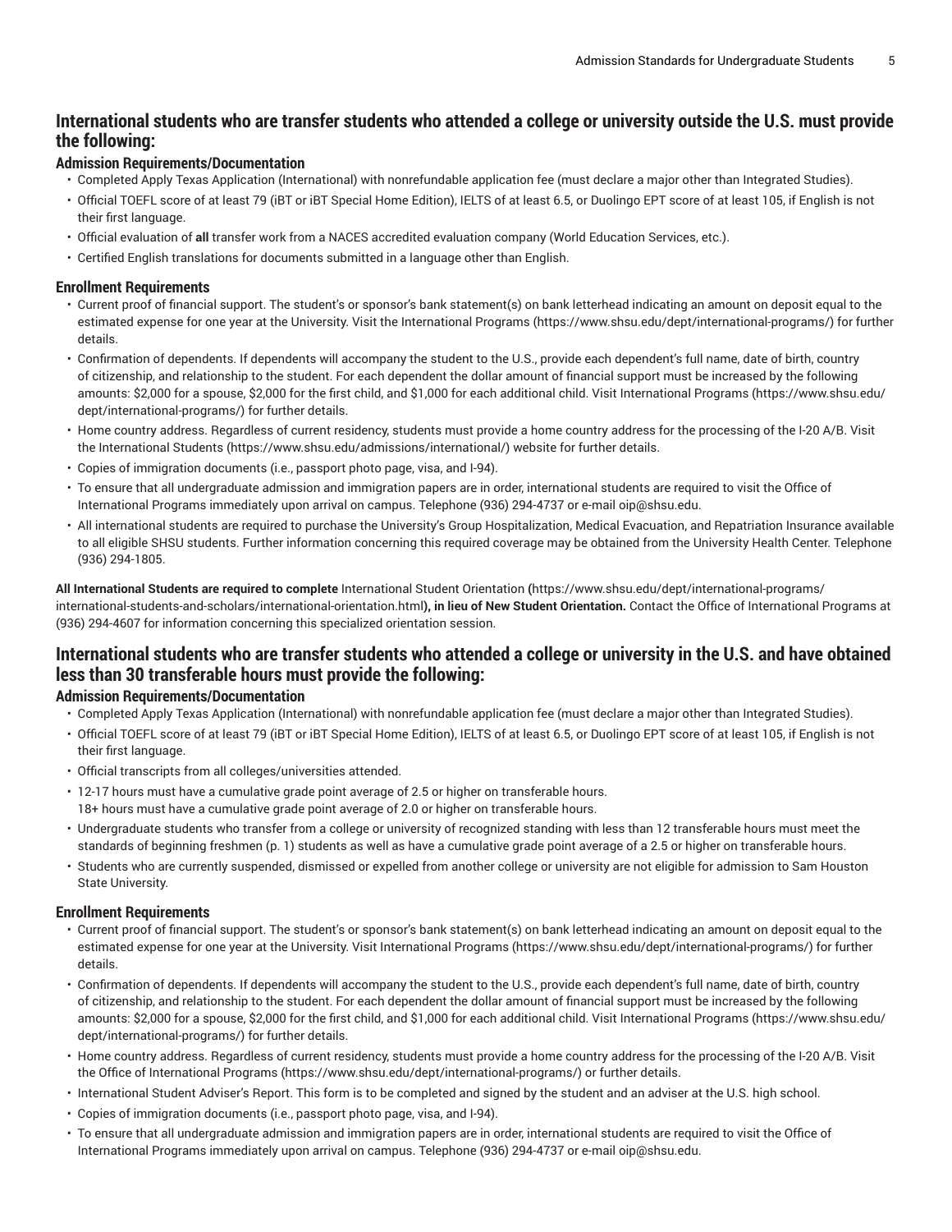## International students who are transfer students who attended a college or university outside the U.S. must provide the following:

### Admission Requirements/Documentation

- Completed Apply Texas Application (International) with nonrefundable application fee (must declare a major other than Integrated Studies).
- Official TOEFL score of at least 79 (iBT or iBT Special Home Edition), IELTS of at least 6.5, or Duolingo EPT score of at least 105, if English is not their first language.
- Official evaluation of **all** transfer work from a NACES accredited evaluation company (World Education Services, etc.).
- Certified English translations for documents submitted in a language other than English.

### Enrollment Requirements

- Current proof of financial support. The student's or sponsor's bank statement(s) on bank letterhead indicating an amount on deposit equal to the estimated expense for one year at the University. Visit the International Programs (https://www.shsu.edu/dept/international-programs/) for further details.
- Confirmation of dependents. If dependents will accompany the student to the U.S., provide each dependent's full name, date of birth, country of citizenship, and relationship to the student. For each dependent the dollar amount of financial support must be increased by the following amounts: $2,000 for a spouse, $2,000 for the first child, and $1,000 for each additional child. Visit International Programs (https://www.shsu.edu/dept/international-programs/) for further details.
- Home country address. Regardless of current residency, students must provide a home country address for the processing of the I-20 A/B. Visit the International Students (https://www.shsu.edu/admissions/international/) website for further details.
- Copies of immigration documents (i.e., passport photo page, visa, and I-94).
- To ensure that all undergraduate admission and immigration papers are in order, international students are required to visit the Office of International Programs immediately upon arrival on campus. Telephone (936) 294-4737 or e-mail oip@shsu.edu.
- All international students are required to purchase the University's Group Hospitalization, Medical Evacuation, and Repatriation Insurance available to all eligible SHSU students. Further information concerning this required coverage may be obtained from the University Health Center. Telephone (936) 294-1805.

**All International Students are required to complete** International Student Orientation **(**https://www.shsu.edu/dept/international-programs/international-students-and-scholars/international-orientation.html**), in lieu of New Student Orientation.** Contact the Office of International Programs at (936) 294-4607 for information concerning this specialized orientation session.

## International students who are transfer students who attended a college or university in the U.S. and have obtained less than 30 transferable hours must provide the following:

### Admission Requirements/Documentation

- Completed Apply Texas Application (International) with nonrefundable application fee (must declare a major other than Integrated Studies).
- Official TOEFL score of at least 79 (iBT or iBT Special Home Edition), IELTS of at least 6.5, or Duolingo EPT score of at least 105, if English is not their first language.
- Official transcripts from all colleges/universities attended.
- 12-17 hours must have a cumulative grade point average of 2.5 or higher on transferable hours.
  18+ hours must have a cumulative grade point average of 2.0 or higher on transferable hours.
- Undergraduate students who transfer from a college or university of recognized standing with less than 12 transferable hours must meet the standards of beginning freshmen (p. 1) students as well as have a cumulative grade point average of a 2.5 or higher on transferable hours.
- Students who are currently suspended, dismissed or expelled from another college or university are not eligible for admission to Sam Houston State University.

### Enrollment Requirements

- Current proof of financial support. The student's or sponsor's bank statement(s) on bank letterhead indicating an amount on deposit equal to the estimated expense for one year at the University. Visit International Programs (https://www.shsu.edu/dept/international-programs/) for further details.
- Confirmation of dependents. If dependents will accompany the student to the U.S., provide each dependent's full name, date of birth, country of citizenship, and relationship to the student. For each dependent the dollar amount of financial support must be increased by the following amounts: $2,000 for a spouse, $2,000 for the first child, and $1,000 for each additional child. Visit International Programs (https://www.shsu.edu/dept/international-programs/) for further details.
- Home country address. Regardless of current residency, students must provide a home country address for the processing of the I-20 A/B. Visit the Office of International Programs (https://www.shsu.edu/dept/international-programs/) or further details.
- International Student Adviser's Report. This form is to be completed and signed by the student and an adviser at the U.S. high school.
- Copies of immigration documents (i.e., passport photo page, visa, and I-94).
- To ensure that all undergraduate admission and immigration papers are in order, international students are required to visit the Office of International Programs immediately upon arrival on campus. Telephone (936) 294-4737 or e-mail oip@shsu.edu.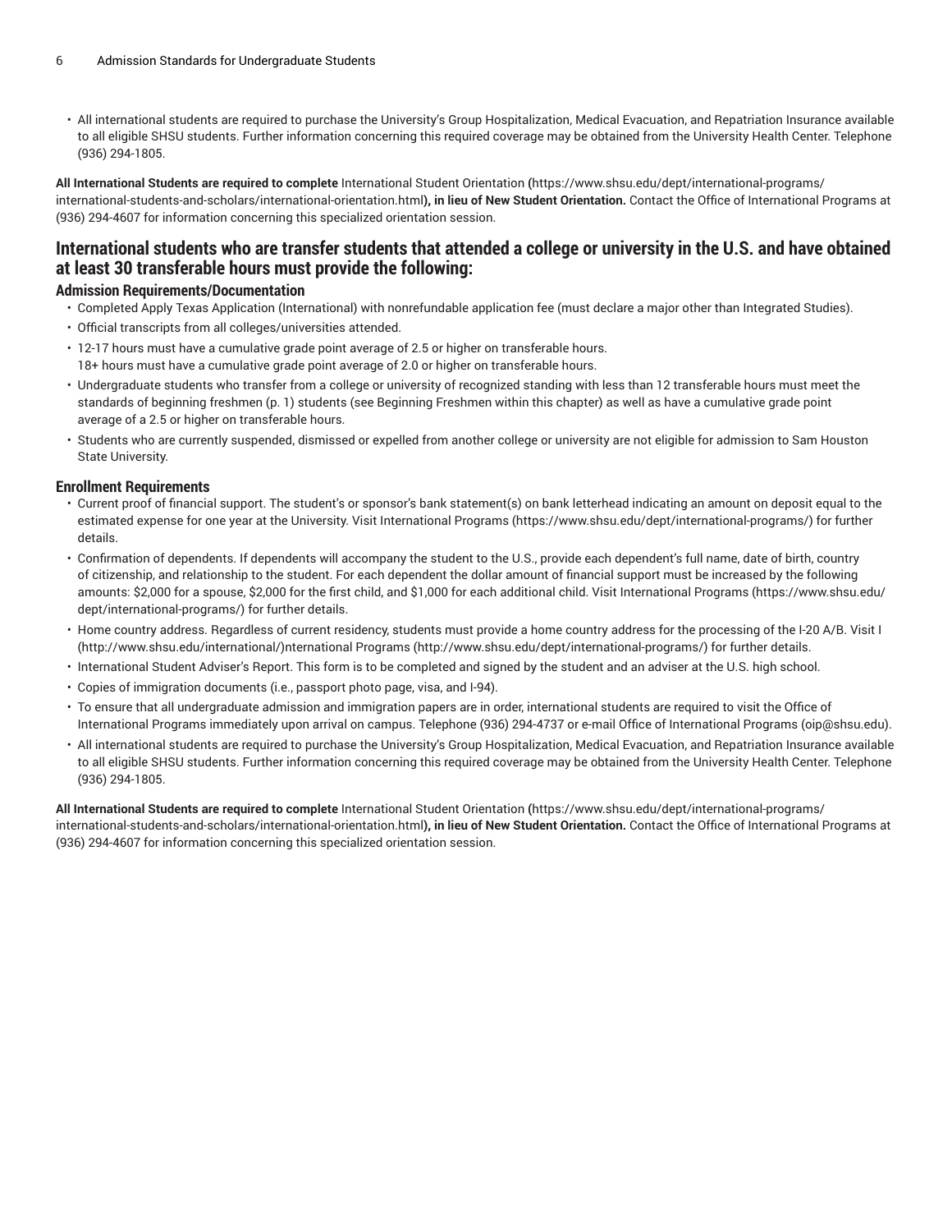- All international students are required to purchase the University's Group Hospitalization, Medical Evacuation, and Repatriation Insurance available to all eligible SHSU students. Further information concerning this required coverage may be obtained from the University Health Center. Telephone (936) 294-1805.

**All International Students are required to complete** International Student Orientation **(**https://www.shsu.edu/dept/international-programs/international-students-and-scholars/international-orientation.html**), in lieu of New Student Orientation.** Contact the Office of International Programs at (936) 294-4607 for information concerning this specialized orientation session.

## International students who are transfer students that attended a college or university in the U.S. and have obtained at least 30 transferable hours must provide the following:

### Admission Requirements/Documentation

- Completed Apply Texas Application (International) with nonrefundable application fee (must declare a major other than Integrated Studies).
- Official transcripts from all colleges/universities attended.
- 12-17 hours must have a cumulative grade point average of 2.5 or higher on transferable hours.
  18+ hours must have a cumulative grade point average of 2.0 or higher on transferable hours.
- Undergraduate students who transfer from a college or university of recognized standing with less than 12 transferable hours must meet the standards of beginning freshmen (p. 1) students (see Beginning Freshmen within this chapter) as well as have a cumulative grade point average of a 2.5 or higher on transferable hours.
- Students who are currently suspended, dismissed or expelled from another college or university are not eligible for admission to Sam Houston State University.

### Enrollment Requirements

- Current proof of financial support. The student's or sponsor's bank statement(s) on bank letterhead indicating an amount on deposit equal to the estimated expense for one year at the University. Visit International Programs (https://www.shsu.edu/dept/international-programs/) for further details.
- Confirmation of dependents. If dependents will accompany the student to the U.S., provide each dependent's full name, date of birth, country of citizenship, and relationship to the student. For each dependent the dollar amount of financial support must be increased by the following amounts: $2,000 for a spouse, $2,000 for the first child, and $1,000 for each additional child. Visit International Programs (https://www.shsu.edu/dept/international-programs/) for further details.
- Home country address. Regardless of current residency, students must provide a home country address for the processing of the I-20 A/B. Visit I (http://www.shsu.edu/international/)nternational Programs (http://www.shsu.edu/dept/international-programs/) for further details.
- International Student Adviser's Report. This form is to be completed and signed by the student and an adviser at the U.S. high school.
- Copies of immigration documents (i.e., passport photo page, visa, and I-94).
- To ensure that all undergraduate admission and immigration papers are in order, international students are required to visit the Office of International Programs immediately upon arrival on campus. Telephone (936) 294-4737 or e-mail Office of International Programs (oip@shsu.edu).
- All international students are required to purchase the University's Group Hospitalization, Medical Evacuation, and Repatriation Insurance available to all eligible SHSU students. Further information concerning this required coverage may be obtained from the University Health Center. Telephone (936) 294-1805.

**All International Students are required to complete** International Student Orientation **(**https://www.shsu.edu/dept/international-programs/international-students-and-scholars/international-orientation.html**), in lieu of New Student Orientation.** Contact the Office of International Programs at (936) 294-4607 for information concerning this specialized orientation session.